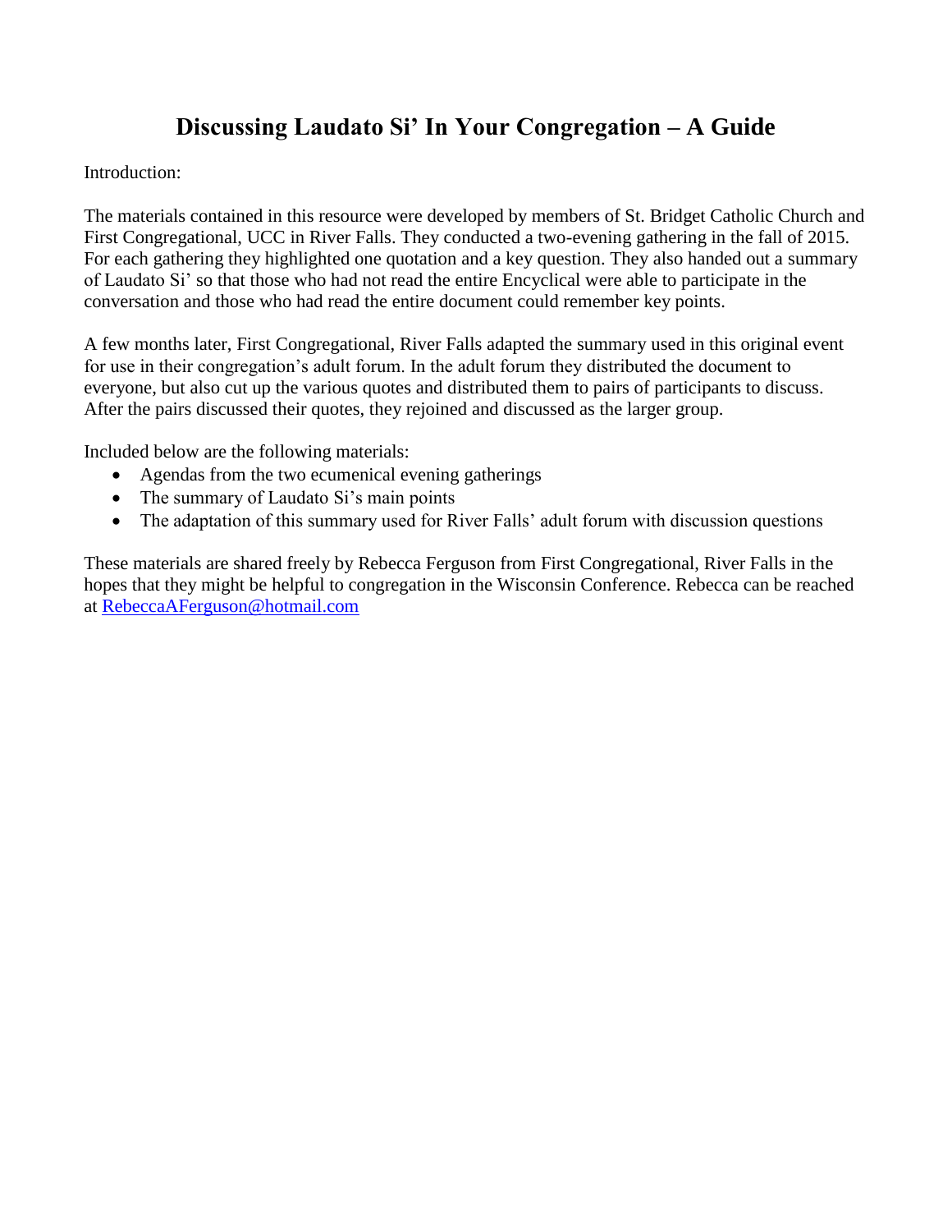# Discussing Laudato Si' In Your Congregation – A Guide

Introduction:

The materials contained in this resource were developed by members of St. Bridget Catholic Church and First Congregational, UCC in River Falls. They conducted a two-evening gathering in the fall of 2015. For each gathering they highlighted one quotation and a key question. They also handed out a summary of Laudato Si' so that those who had not read the entire Encyclical were able to participate in the conversation and those who had read the entire document could remember key points.

A few months later, First Congregational, River Falls adapted the summary used in this original event for use in their congregation's adult forum. In the adult forum they distributed the document to everyone, but also cut up the various quotes and distributed them to pairs of participants to discuss. After the pairs discussed their quotes, they rejoined and discussed as the larger group.

Included below are the following materials:

- Agendas from the two ecumenical evening gatherings
- The summary of Laudato Si's main points
- The adaptation of this summary used for River Falls' adult forum with discussion questions

These materials are shared freely by Rebecca Ferguson from First Congregational, River Falls in the hopes that they might be helpful to congregation in the Wisconsin Conference. Rebecca can be reached at [RebeccaAFerguson@hotmail.com](mailto:RebeccaAFerguson@hotmail.com)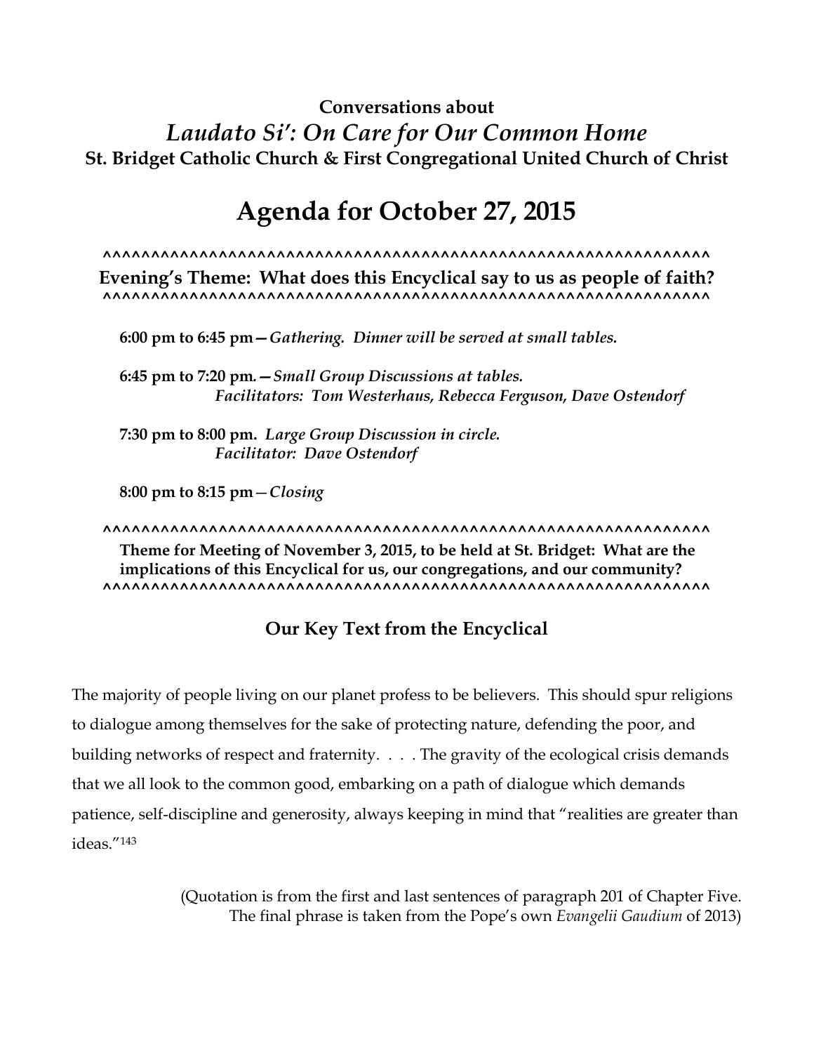**Conversations about**

***Laudato Si': On Care for Our Common Home***

**St. Bridget Catholic Church & First Congregational United Church of Christ**

# Agenda for October 27, 2015

^^^^^^^^^^^^^^^^^^^^^^^^^^^^^^^^^^^^^^^^^^^^^^^^^^^^^^^^^^^^^^^^^^

**Evening's Theme: What does this Encyclical say to us as people of faith?**

^^^^^^^^^^^^^^^^^^^^^^^^^^^^^^^^^^^^^^^^^^^^^^^^^^^^^^^^^^^^^^^^^^

**6:00 pm to 6:45 pm—***Gathering. Dinner will be served at small tables.*

**6:45 pm to 7:20 pm.—***Small Group Discussions at tables.*
*Facilitators: Tom Westerhaus, Rebecca Ferguson, Dave Ostendorf*

**7:30 pm to 8:00 pm.** *Large Group Discussion in circle.*
*Facilitator: Dave Ostendorf*

**8:00 pm to 8:15 pm—***Closing*

^^^^^^^^^^^^^^^^^^^^^^^^^^^^^^^^^^^^^^^^^^^^^^^^^^^^^^^^^^^^^^^^^^

**Theme for Meeting of November 3, 2015, to be held at St. Bridget: What are the implications of this Encyclical for us, our congregations, and our community?**

^^^^^^^^^^^^^^^^^^^^^^^^^^^^^^^^^^^^^^^^^^^^^^^^^^^^^^^^^^^^^^^^^^

## Our Key Text from the Encyclical

The majority of people living on our planet profess to be believers. This should spur religions to dialogue among themselves for the sake of protecting nature, defending the poor, and building networks of respect and fraternity. . . . The gravity of the ecological crisis demands that we all look to the common good, embarking on a path of dialogue which demands patience, self-discipline and generosity, always keeping in mind that "realities are greater than ideas."[143]

(Quotation is from the first and last sentences of paragraph 201 of Chapter Five. The final phrase is taken from the Pope's own *Evangelii Gaudium* of 2013)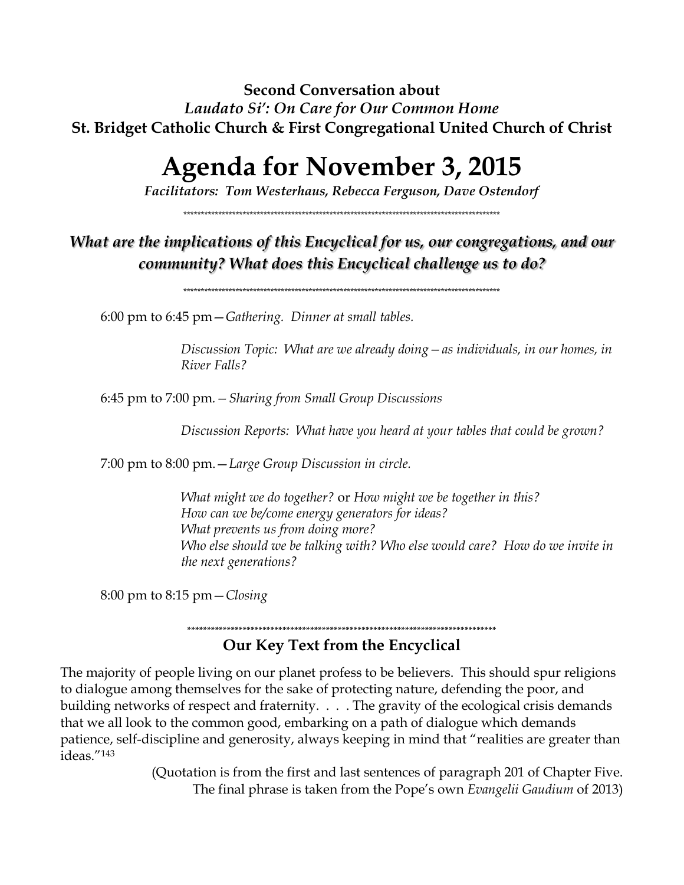**Second Conversation about**
*Laudato Si': On Care for Our Common Home*
**St. Bridget Catholic Church & First Congregational United Church of Christ**

# Agenda for November 3, 2015

***Facilitators: Tom Westerhaus, Rebecca Ferguson, Dave Ostendorf***

*******************************************************************************************

## *What are the implications of this Encyclical for us, our congregations, and our community? What does this Encyclical challenge us to do?*

*******************************************************************************************

6:00 pm to 6:45 pm—*Gathering. Dinner at small tables.*

> *Discussion Topic: What are we already doing—as individuals, in our homes, in River Falls?*

6:45 pm to 7:00 pm. – *Sharing from Small Group Discussions*

> *Discussion Reports: What have you heard at your tables that could be grown?*

7:00 pm to 8:00 pm.—*Large Group Discussion in circle.*

> *What might we do together?* or *How might we be together in this?*
> *How can we be/come energy generators for ideas?*
> *What prevents us from doing more?*
> *Who else should we be talking with? Who else would care? How do we invite in the next generations?*

8:00 pm to 8:15 pm—*Closing*

*******************************************************************************

## Our Key Text from the Encyclical

The majority of people living on our planet profess to be believers. This should spur religions to dialogue among themselves for the sake of protecting nature, defending the poor, and building networks of respect and fraternity. . . . The gravity of the ecological crisis demands that we all look to the common good, embarking on a path of dialogue which demands patience, self-discipline and generosity, always keeping in mind that "realities are greater than ideas."[143]

(Quotation is from the first and last sentences of paragraph 201 of Chapter Five. The final phrase is taken from the Pope's own *Evangelii Gaudium* of 2013)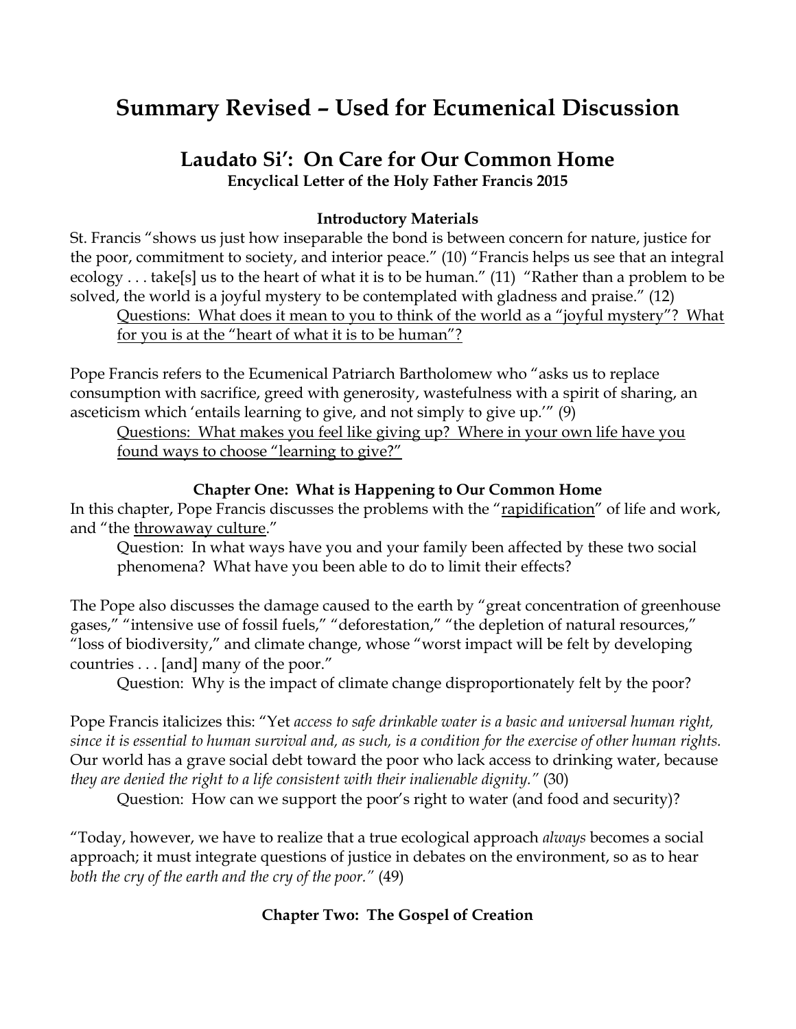# Summary Revised – Used for Ecumenical Discussion

## Laudato Si': On Care for Our Common Home

**Encyclical Letter of the Holy Father Francis 2015**

### Introductory Materials

St. Francis "shows us just how inseparable the bond is between concern for nature, justice for the poor, commitment to society, and interior peace." (10) "Francis helps us see that an integral ecology . . . take[s] us to the heart of what it is to be human." (11) "Rather than a problem to be solved, the world is a joyful mystery to be contemplated with gladness and praise." (12)

<u>Questions: What does it mean to you to think of the world as a "joyful mystery"? What for you is at the "heart of what it is to be human"?</u>

Pope Francis refers to the Ecumenical Patriarch Bartholomew who "asks us to replace consumption with sacrifice, greed with generosity, wastefulness with a spirit of sharing, an asceticism which 'entails learning to give, and not simply to give up.'" (9)

<u>Questions: What makes you feel like giving up? Where in your own life have you found ways to choose "learning to give?"</u>

### Chapter One: What is Happening to Our Common Home

In this chapter, Pope Francis discusses the problems with the "<u>rapidification</u>" of life and work, and "the <u>throwaway culture</u>."

Question: In what ways have you and your family been affected by these two social phenomena? What have you been able to do to limit their effects?

The Pope also discusses the damage caused to the earth by "great concentration of greenhouse gases," "intensive use of fossil fuels," "deforestation," "the depletion of natural resources," "loss of biodiversity," and climate change, whose "worst impact will be felt by developing countries . . . [and] many of the poor."

Question: Why is the impact of climate change disproportionately felt by the poor?

Pope Francis italicizes this: "Yet *access to safe drinkable water is a basic and universal human right, since it is essential to human survival and, as such, is a condition for the exercise of other human rights.* Our world has a grave social debt toward the poor who lack access to drinking water, because *they are denied the right to a life consistent with their inalienable dignity."* (30)

Question: How can we support the poor's right to water (and food and security)?

"Today, however, we have to realize that a true ecological approach *always* becomes a social approach; it must integrate questions of justice in debates on the environment, so as to hear *both the cry of the earth and the cry of the poor."* (49)

### Chapter Two: The Gospel of Creation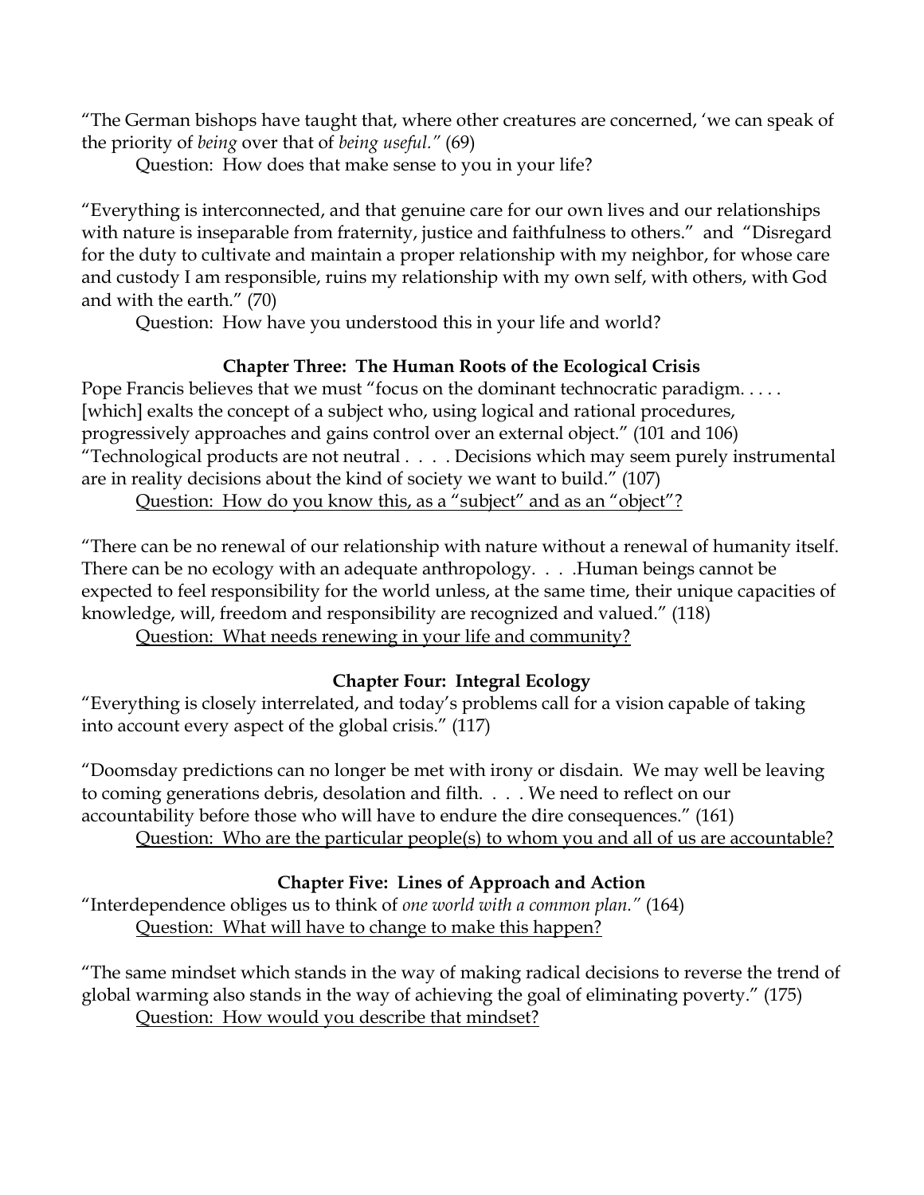"The German bishops have taught that, where other creatures are concerned, 'we can speak of the priority of *being* over that of *being useful."* (69)

Question: How does that make sense to you in your life?

"Everything is interconnected, and that genuine care for our own lives and our relationships with nature is inseparable from fraternity, justice and faithfulness to others." and "Disregard for the duty to cultivate and maintain a proper relationship with my neighbor, for whose care and custody I am responsible, ruins my relationship with my own self, with others, with God and with the earth." (70)

Question: How have you understood this in your life and world?

### Chapter Three: The Human Roots of the Ecological Crisis

Pope Francis believes that we must "focus on the dominant technocratic paradigm. . . . . [which] exalts the concept of a subject who, using logical and rational procedures, progressively approaches and gains control over an external object." (101 and 106) "Technological products are not neutral . . . . Decisions which may seem purely instrumental are in reality decisions about the kind of society we want to build." (107)

<u>Question: How do you know this, as a "subject" and as an "object"?</u>

"There can be no renewal of our relationship with nature without a renewal of humanity itself. There can be no ecology with an adequate anthropology. . . .Human beings cannot be expected to feel responsibility for the world unless, at the same time, their unique capacities of knowledge, will, freedom and responsibility are recognized and valued." (118)

<u>Question: What needs renewing in your life and community?</u>

### Chapter Four: Integral Ecology

"Everything is closely interrelated, and today's problems call for a vision capable of taking into account every aspect of the global crisis." (117)

"Doomsday predictions can no longer be met with irony or disdain. We may well be leaving to coming generations debris, desolation and filth. . . . We need to reflect on our accountability before those who will have to endure the dire consequences." (161)

<u>Question: Who are the particular people(s) to whom you and all of us are accountable?</u>

### Chapter Five: Lines of Approach and Action

"Interdependence obliges us to think of *one world with a common plan."* (164)

<u>Question: What will have to change to make this happen?</u>

"The same mindset which stands in the way of making radical decisions to reverse the trend of global warming also stands in the way of achieving the goal of eliminating poverty." (175)

<u>Question: How would you describe that mindset?</u>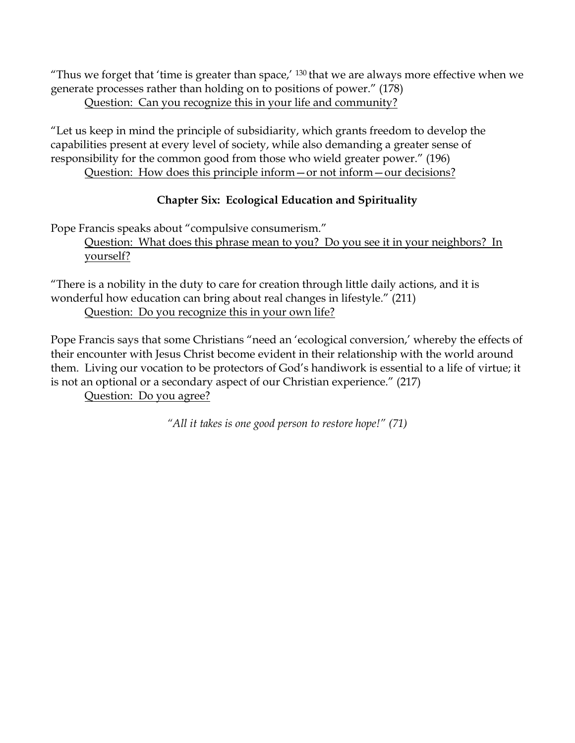"Thus we forget that 'time is greater than space,' [130] that we are always more effective when we generate processes rather than holding on to positions of power." (178)

<u>Question: Can you recognize this in your life and community?</u>

"Let us keep in mind the principle of subsidiarity, which grants freedom to develop the capabilities present at every level of society, while also demanding a greater sense of responsibility for the common good from those who wield greater power." (196)

<u>Question: How does this principle inform—or not inform—our decisions?</u>

**Chapter Six: Ecological Education and Spirituality**

Pope Francis speaks about "compulsive consumerism."

<u>Question: What does this phrase mean to you? Do you see it in your neighbors? In yourself?</u>

"There is a nobility in the duty to care for creation through little daily actions, and it is wonderful how education can bring about real changes in lifestyle." (211)

<u>Question: Do you recognize this in your own life?</u>

Pope Francis says that some Christians "need an 'ecological conversion,' whereby the effects of their encounter with Jesus Christ become evident in their relationship with the world around them. Living our vocation to be protectors of God's handiwork is essential to a life of virtue; it is not an optional or a secondary aspect of our Christian experience." (217)

<u>Question: Do you agree?</u>

*"All it takes is one good person to restore hope!" (71)*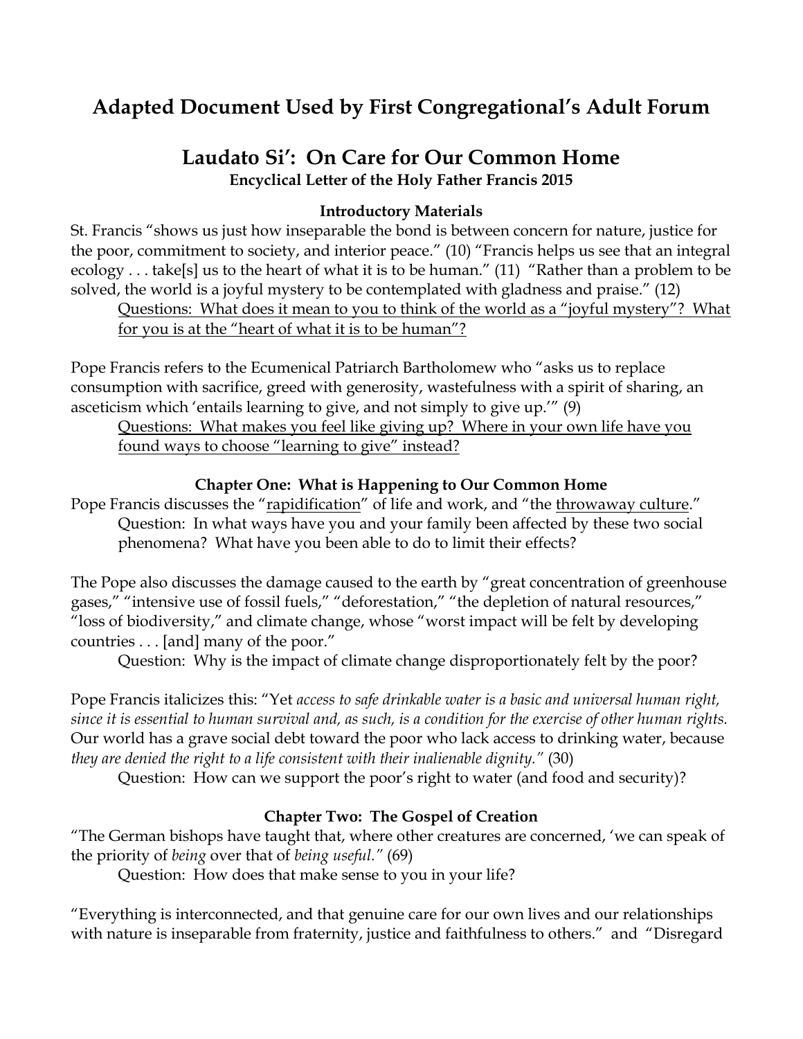# Adapted Document Used by First Congregational's Adult Forum

## Laudato Si': On Care for Our Common Home

**Encyclical Letter of the Holy Father Francis 2015**

### Introductory Materials

St. Francis "shows us just how inseparable the bond is between concern for nature, justice for the poor, commitment to society, and interior peace." (10) "Francis helps us see that an integral ecology . . . take[s] us to the heart of what it is to be human." (11) "Rather than a problem to be solved, the world is a joyful mystery to be contemplated with gladness and praise." (12)

> <u>Questions: What does it mean to you to think of the world as a "joyful mystery"? What for you is at the "heart of what it is to be human"?</u>

Pope Francis refers to the Ecumenical Patriarch Bartholomew who "asks us to replace consumption with sacrifice, greed with generosity, wastefulness with a spirit of sharing, an asceticism which 'entails learning to give, and not simply to give up.'" (9)

> <u>Questions: What makes you feel like giving up? Where in your own life have you found ways to choose "learning to give" instead?</u>

### Chapter One: What is Happening to Our Common Home

Pope Francis discusses the "<u>rapidification</u>" of life and work, and "the <u>throwaway culture</u>."

> Question: In what ways have you and your family been affected by these two social phenomena? What have you been able to do to limit their effects?

The Pope also discusses the damage caused to the earth by "great concentration of greenhouse gases," "intensive use of fossil fuels," "deforestation," "the depletion of natural resources," "loss of biodiversity," and climate change, whose "worst impact will be felt by developing countries . . . [and] many of the poor."

> Question: Why is the impact of climate change disproportionately felt by the poor?

Pope Francis italicizes this: "Yet *access to safe drinkable water is a basic and universal human right, since it is essential to human survival and, as such, is a condition for the exercise of other human rights.* Our world has a grave social debt toward the poor who lack access to drinking water, because *they are denied the right to a life consistent with their inalienable dignity."* (30)

> Question: How can we support the poor's right to water (and food and security)?

### Chapter Two: The Gospel of Creation

"The German bishops have taught that, where other creatures are concerned, 'we can speak of the priority of *being* over that of *being useful."* (69)

> Question: How does that make sense to you in your life?

"Everything is interconnected, and that genuine care for our own lives and our relationships with nature is inseparable from fraternity, justice and faithfulness to others." and "Disregard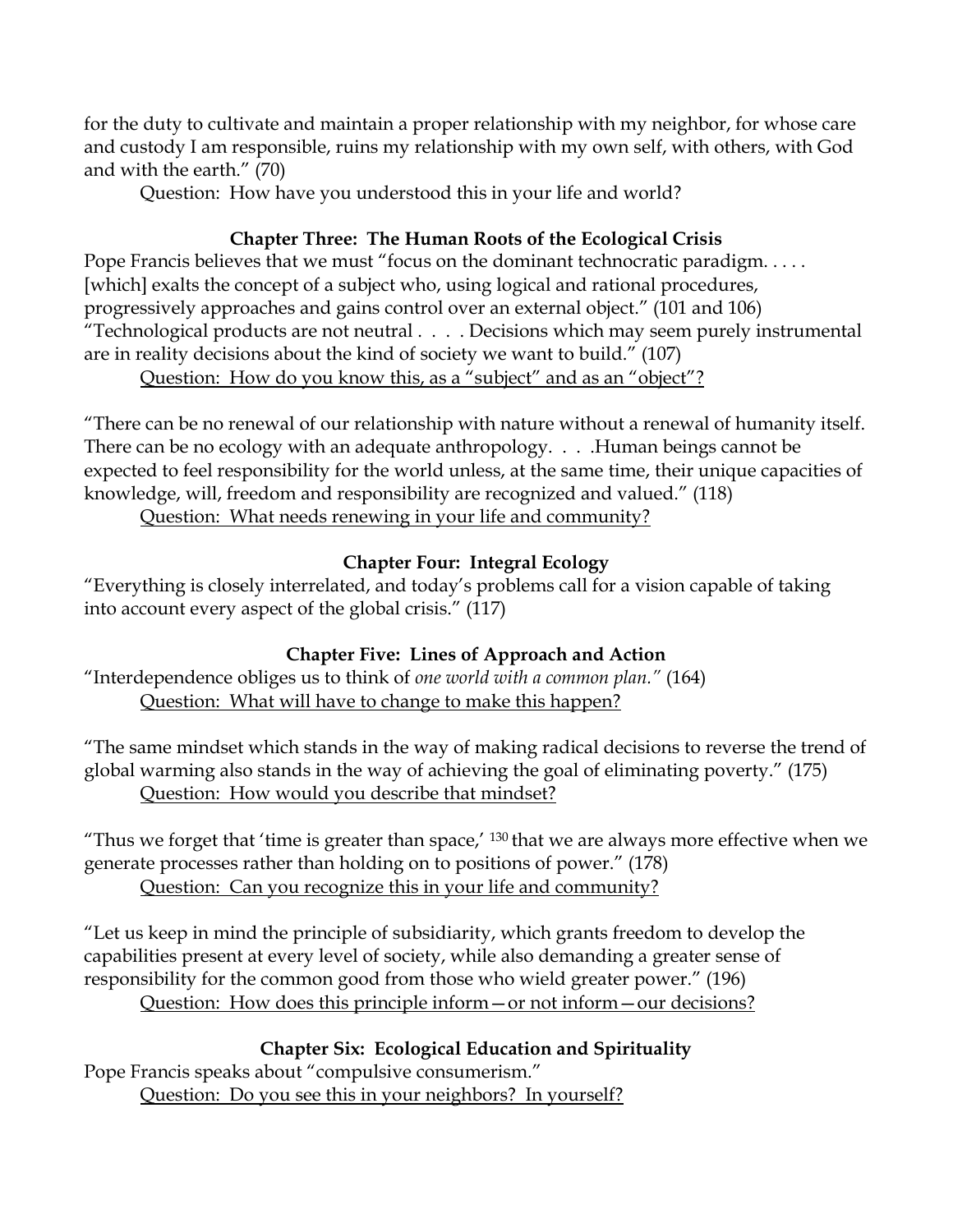for the duty to cultivate and maintain a proper relationship with my neighbor, for whose care and custody I am responsible, ruins my relationship with my own self, with others, with God and with the earth." (70)

Question: How have you understood this in your life and world?

### Chapter Three: The Human Roots of the Ecological Crisis

Pope Francis believes that we must "focus on the dominant technocratic paradigm. . . . . [which] exalts the concept of a subject who, using logical and rational procedures, progressively approaches and gains control over an external object." (101 and 106) "Technological products are not neutral . . . . Decisions which may seem purely instrumental are in reality decisions about the kind of society we want to build." (107)

Question: How do you know this, as a "subject" and as an "object"?

"There can be no renewal of our relationship with nature without a renewal of humanity itself. There can be no ecology with an adequate anthropology. . . .Human beings cannot be expected to feel responsibility for the world unless, at the same time, their unique capacities of knowledge, will, freedom and responsibility are recognized and valued." (118)

Question: What needs renewing in your life and community?

### Chapter Four: Integral Ecology

"Everything is closely interrelated, and today's problems call for a vision capable of taking into account every aspect of the global crisis." (117)

### Chapter Five: Lines of Approach and Action

"Interdependence obliges us to think of *one world with a common plan."* (164)

Question: What will have to change to make this happen?

"The same mindset which stands in the way of making radical decisions to reverse the trend of global warming also stands in the way of achieving the goal of eliminating poverty." (175)

Question: How would you describe that mindset?

"Thus we forget that 'time is greater than space,' [130] that we are always more effective when we generate processes rather than holding on to positions of power." (178)

Question: Can you recognize this in your life and community?

"Let us keep in mind the principle of subsidiarity, which grants freedom to develop the capabilities present at every level of society, while also demanding a greater sense of responsibility for the common good from those who wield greater power." (196)

Question: How does this principle inform—or not inform—our decisions?

### Chapter Six: Ecological Education and Spirituality

Pope Francis speaks about "compulsive consumerism."

Question: Do you see this in your neighbors? In yourself?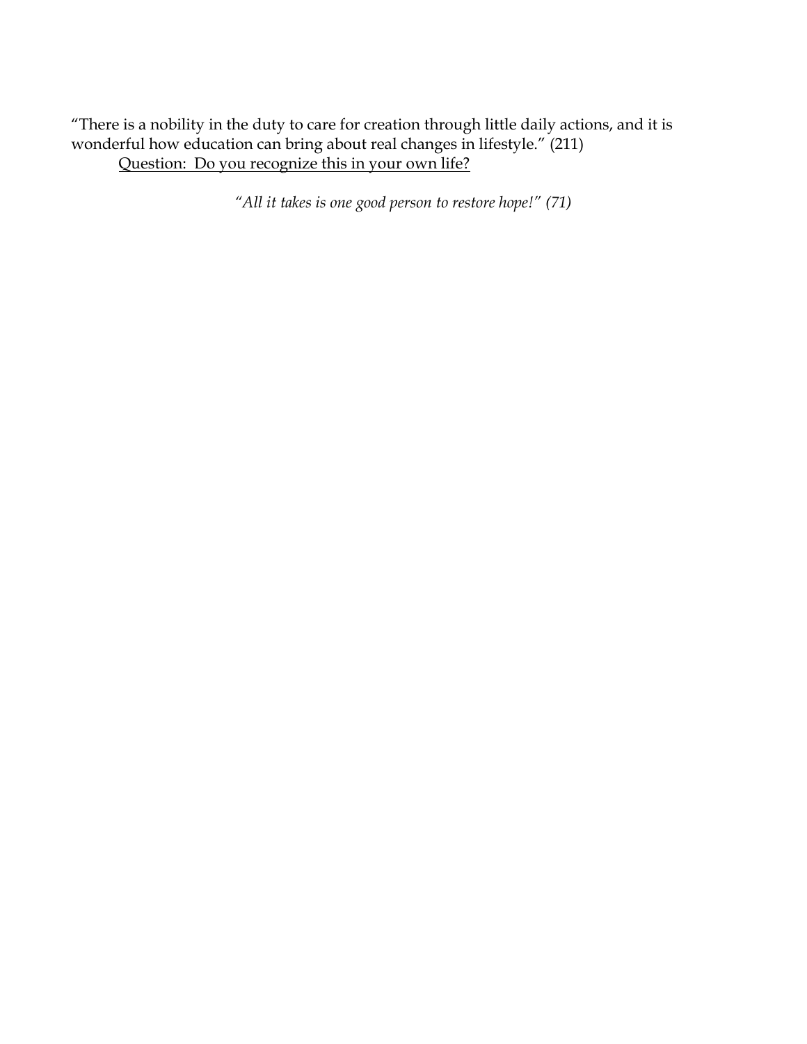"There is a nobility in the duty to care for creation through little daily actions, and it is wonderful how education can bring about real changes in lifestyle." (211)

Question: Do you recognize this in your own life?

*"All it takes is one good person to restore hope!" (71)*